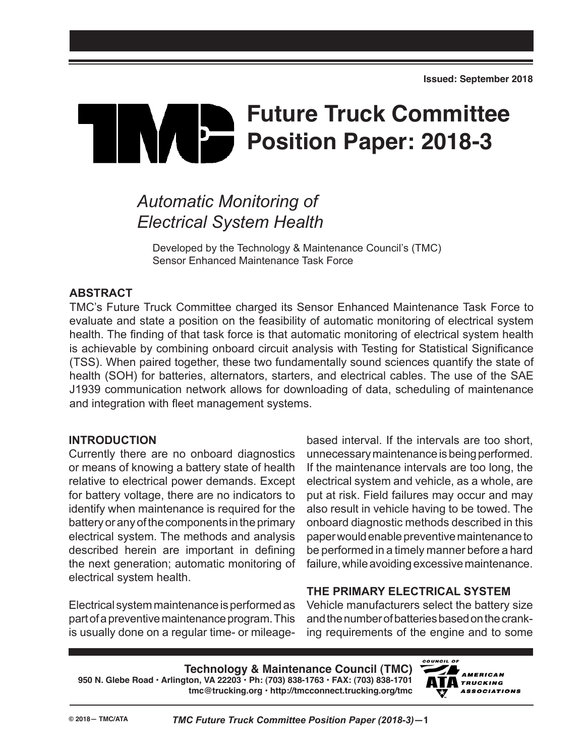Issued: September 2018

# Future Truck Committee Position Paper: 2018-3

## *Automatic Monitoring of Electrical System Health*

Developed by the Technology & Maintenance Council's (TMC) Sensor Enhanced Maintenance Task Force

### ABSTRACT

TMC's Future Truck Committee charged its Sensor Enhanced Maintenance Task Force to evaluate and state a position on the feasibility of automatic monitoring of electrical system health. The finding of that task force is that automatic monitoring of electrical system health is achievable by combining onboard circuit analysis with Testing for Statistical Significance (TSS). When paired together, these two fundamentally sound sciences quantify the state of health (SOH) for batteries, alternators, starters, and electrical cables. The use of the SAE J1939 communication network allows for downloading of data, scheduling of maintenance and integration with fleet management systems.

### INTRODUCTION

Currently there are no onboard diagnostics or means of knowing a battery state of health relative to electrical power demands. Except for battery voltage, there are no indicators to identify when maintenance is required for the battery or any of the components in the primary electrical system. The methods and analysis described herein are important in defining the next generation; automatic monitoring of electrical system health.

Electrical system maintenance is performed as part of a preventive maintenance program. This is usually done on a regular time- or mileage-based interval. If the intervals are too short, unnecessary maintenance is being performed. If the maintenance intervals are too long, the electrical system and vehicle, as a whole, are put at risk. Field failures may occur and may also result in vehicle having to be towed. The onboard diagnostic methods described in this paper would enable preventive maintenance to be performed in a timely manner before a hard failure, while avoiding excessive maintenance.

### THE PRIMARY ELECTRICAL SYSTEM

Vehicle manufacturers select the battery size and the number of batteries based on the cranking requirements of the engine and to some

**Technology & Maintenance Council (TMC)**
950 N. Glebe Road • Arlington, VA 22203 • Ph: (703) 838-1763 • FAX: (703) 838-1701
tmc@trucking.org • http://tmcconnect.trucking.org/tmc

© 2018— TMC/ATA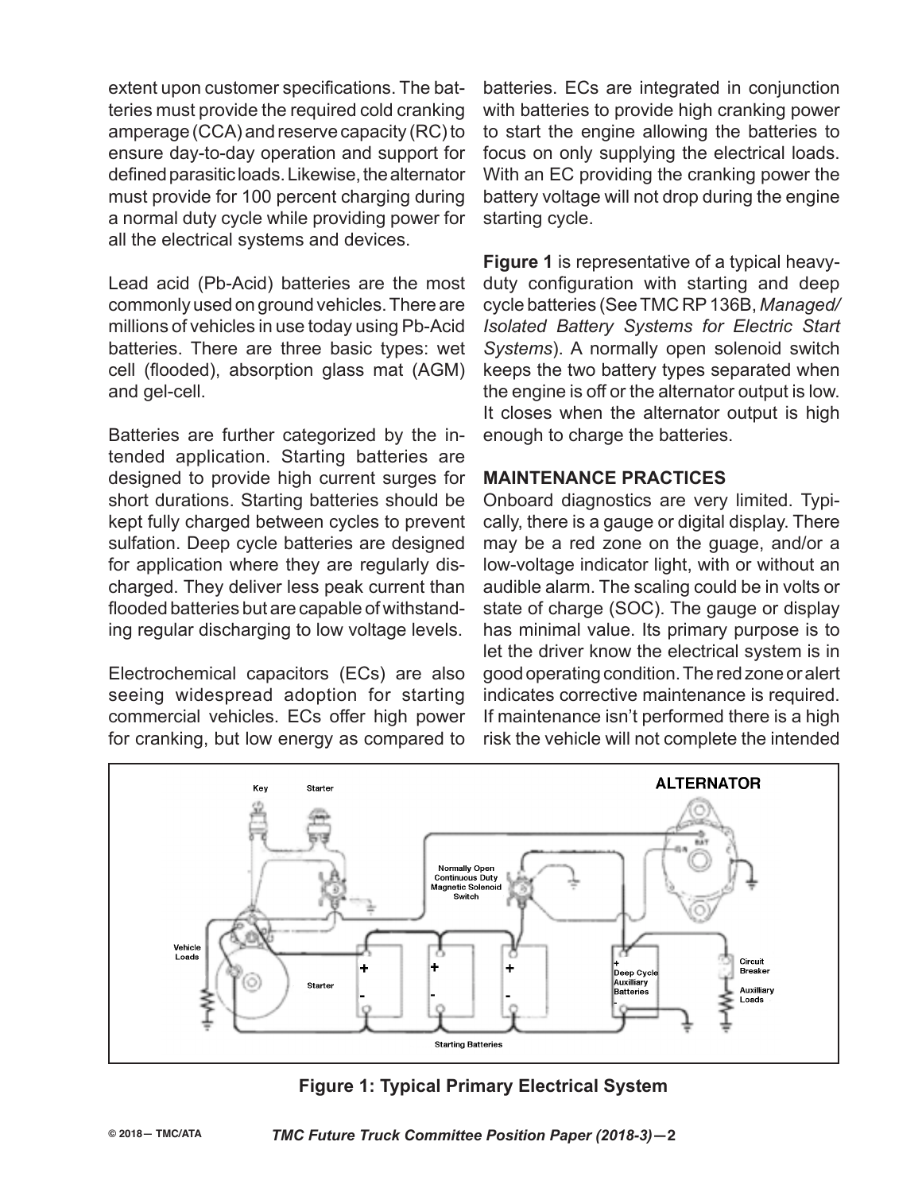extent upon customer specifications. The batteries must provide the required cold cranking amperage (CCA) and reserve capacity (RC) to ensure day-to-day operation and support for defined parasitic loads. Likewise, the alternator must provide for 100 percent charging during a normal duty cycle while providing power for all the electrical systems and devices.

Lead acid (Pb-Acid) batteries are the most commonly used on ground vehicles. There are millions of vehicles in use today using Pb-Acid batteries. There are three basic types: wet cell (flooded), absorption glass mat (AGM) and gel-cell.

Batteries are further categorized by the intended application. Starting batteries are designed to provide high current surges for short durations. Starting batteries should be kept fully charged between cycles to prevent sulfation. Deep cycle batteries are designed for application where they are regularly discharged. They deliver less peak current than flooded batteries but are capable of withstanding regular discharging to low voltage levels.

Electrochemical capacitors (ECs) are also seeing widespread adoption for starting commercial vehicles. ECs offer high power for cranking, but low energy as compared to batteries. ECs are integrated in conjunction with batteries to provide high cranking power to start the engine allowing the batteries to focus on only supplying the electrical loads. With an EC providing the cranking power the battery voltage will not drop during the engine starting cycle.

**Figure 1** is representative of a typical heavy-duty configuration with starting and deep cycle batteries (See TMC RP 136B, *Managed/Isolated Battery Systems for Electric Start Systems*). A normally open solenoid switch keeps the two battery types separated when the engine is off or the alternator output is low. It closes when the alternator output is high enough to charge the batteries.

## MAINTENANCE PRACTICES

Onboard diagnostics are very limited. Typically, there is a gauge or digital display. There may be a red zone on the guage, and/or a low-voltage indicator light, with or without an audible alarm. The scaling could be in volts or state of charge (SOC). The gauge or display has minimal value. Its primary purpose is to let the driver know the electrical system is in good operating condition. The red zone or alert indicates corrective maintenance is required. If maintenance isn't performed there is a high risk the vehicle will not complete the intended

**Figure 1: Typical Primary Electrical System**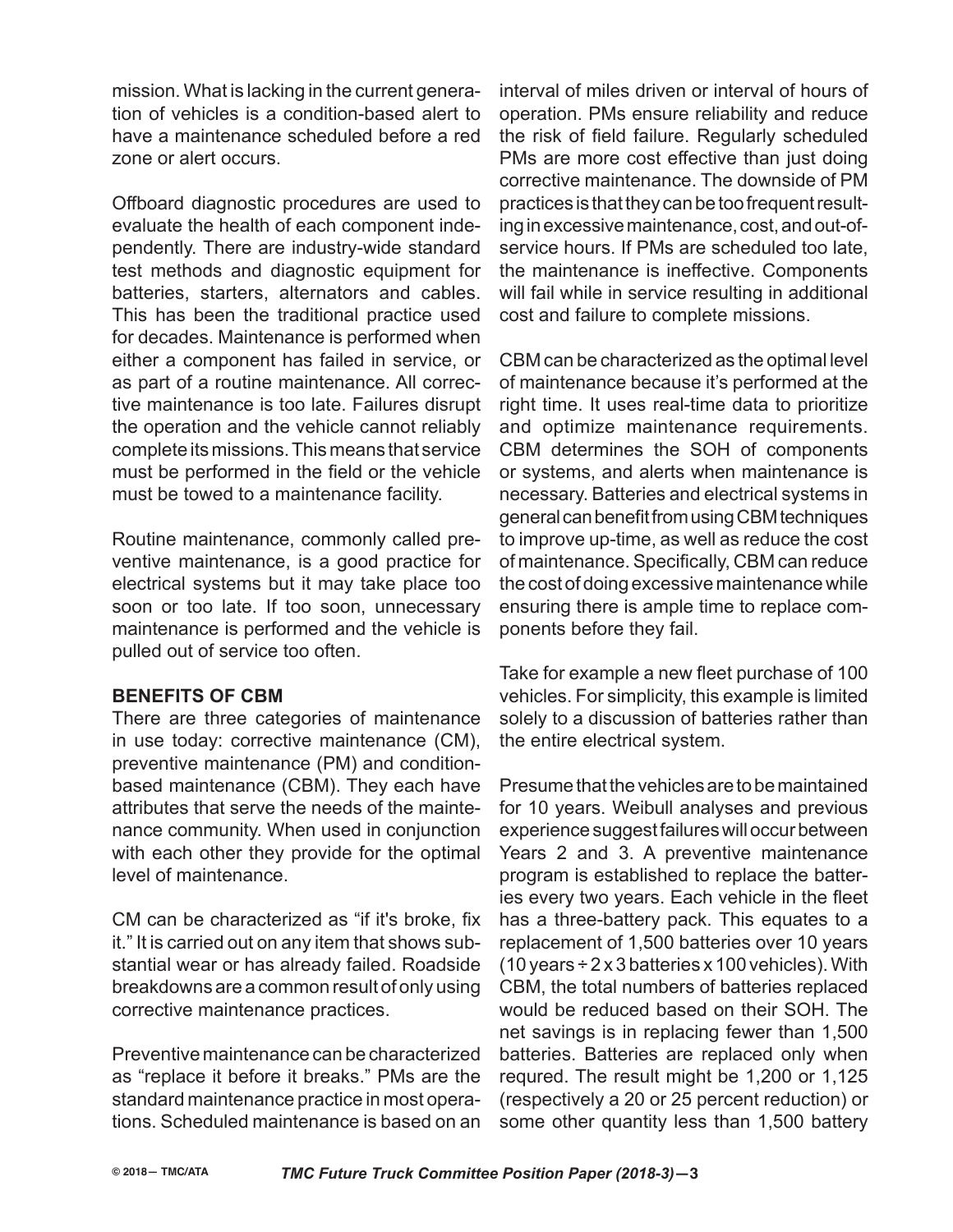mission. What is lacking in the current generation of vehicles is a condition-based alert to have a maintenance scheduled before a red zone or alert occurs.

Offboard diagnostic procedures are used to evaluate the health of each component independently. There are industry-wide standard test methods and diagnostic equipment for batteries, starters, alternators and cables. This has been the traditional practice used for decades. Maintenance is performed when either a component has failed in service, or as part of a routine maintenance. All corrective maintenance is too late. Failures disrupt the operation and the vehicle cannot reliably complete its missions. This means that service must be performed in the field or the vehicle must be towed to a maintenance facility.

Routine maintenance, commonly called preventive maintenance, is a good practice for electrical systems but it may take place too soon or too late. If too soon, unnecessary maintenance is performed and the vehicle is pulled out of service too often.

**BENEFITS OF CBM**

There are three categories of maintenance in use today: corrective maintenance (CM), preventive maintenance (PM) and condition-based maintenance (CBM). They each have attributes that serve the needs of the maintenance community. When used in conjunction with each other they provide for the optimal level of maintenance.

CM can be characterized as "if it's broke, fix it." It is carried out on any item that shows substantial wear or has already failed. Roadside breakdowns are a common result of only using corrective maintenance practices.

Preventive maintenance can be characterized as "replace it before it breaks." PMs are the standard maintenance practice in most operations. Scheduled maintenance is based on an interval of miles driven or interval of hours of operation. PMs ensure reliability and reduce the risk of field failure. Regularly scheduled PMs are more cost effective than just doing corrective maintenance. The downside of PM practices is that they can be too frequent resulting in excessive maintenance, cost, and out-of-service hours. If PMs are scheduled too late, the maintenance is ineffective. Components will fail while in service resulting in additional cost and failure to complete missions.

CBM can be characterized as the optimal level of maintenance because it's performed at the right time. It uses real-time data to prioritize and optimize maintenance requirements. CBM determines the SOH of components or systems, and alerts when maintenance is necessary. Batteries and electrical systems in general can benefit from using CBM techniques to improve up-time, as well as reduce the cost of maintenance. Specifically, CBM can reduce the cost of doing excessive maintenance while ensuring there is ample time to replace components before they fail.

Take for example a new fleet purchase of 100 vehicles. For simplicity, this example is limited solely to a discussion of batteries rather than the entire electrical system.

Presume that the vehicles are to be maintained for 10 years. Weibull analyses and previous experience suggest failures will occur between Years 2 and 3. A preventive maintenance program is established to replace the batteries every two years. Each vehicle in the fleet has a three-battery pack. This equates to a replacement of 1,500 batteries over 10 years (10 years ÷ 2 x 3 batteries x 100 vehicles). With CBM, the total numbers of batteries replaced would be reduced based on their SOH. The net savings is in replacing fewer than 1,500 batteries. Batteries are replaced only when requred. The result might be 1,200 or 1,125 (respectively a 20 or 25 percent reduction) or some other quantity less than 1,500 battery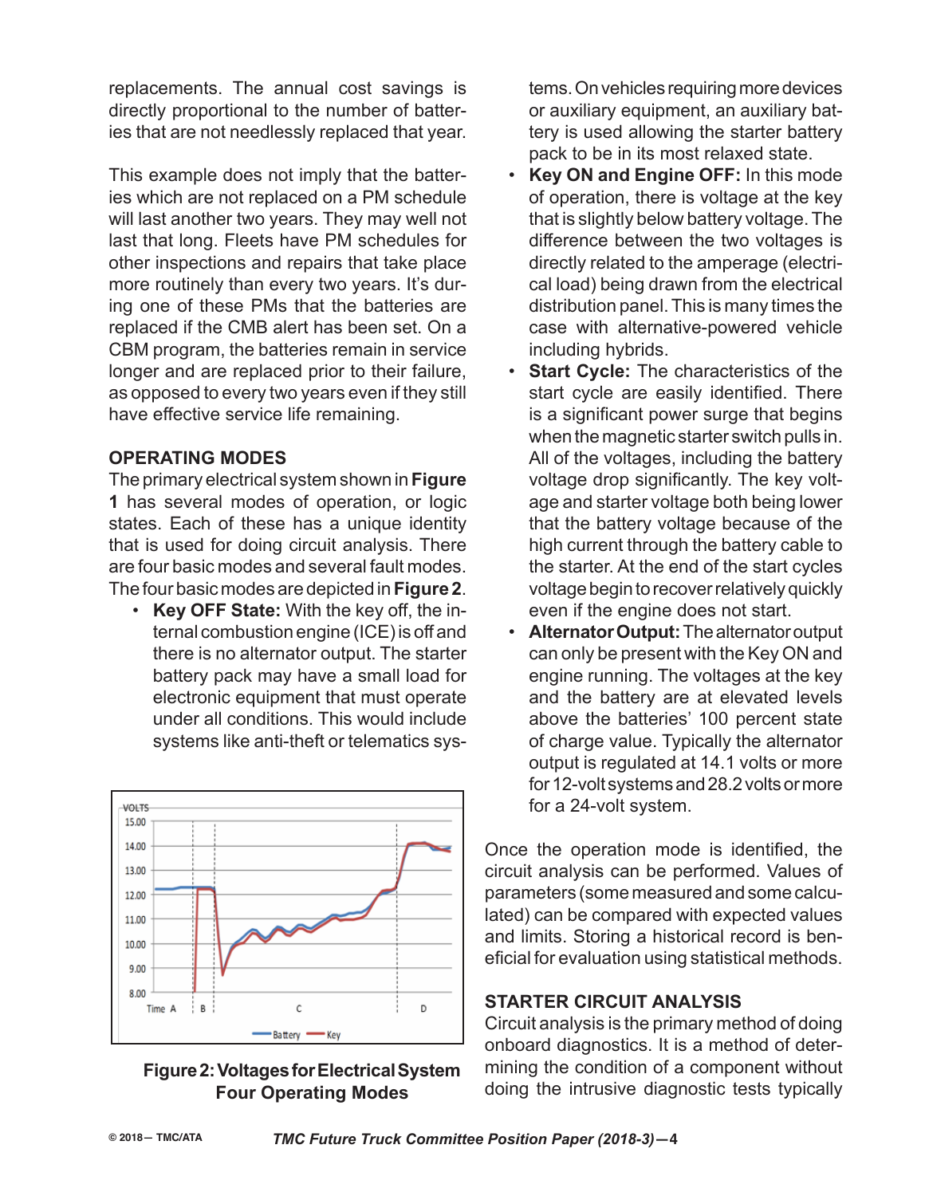replacements. The annual cost savings is directly proportional to the number of batteries that are not needlessly replaced that year.

This example does not imply that the batteries which are not replaced on a PM schedule will last another two years. They may well not last that long. Fleets have PM schedules for other inspections and repairs that take place more routinely than every two years. It's during one of these PMs that the batteries are replaced if the CMB alert has been set. On a CBM program, the batteries remain in service longer and are replaced prior to their failure, as opposed to every two years even if they still have effective service life remaining.

## OPERATING MODES

The primary electrical system shown in **Figure 1** has several modes of operation, or logic states. Each of these has a unique identity that is used for doing circuit analysis. There are four basic modes and several fault modes. The four basic modes are depicted in **Figure 2**.

- **Key OFF State:** With the key off, the internal combustion engine (ICE) is off and there is no alternator output. The starter battery pack may have a small load for electronic equipment that must operate under all conditions. This would include systems like anti-theft or telematics systems. On vehicles requiring more devices or auxiliary equipment, an auxiliary battery is used allowing the starter battery pack to be in its most relaxed state.
- **Key ON and Engine OFF:** In this mode of operation, there is voltage at the key that is slightly below battery voltage. The difference between the two voltages is directly related to the amperage (electrical load) being drawn from the electrical distribution panel. This is many times the case with alternative-powered vehicle including hybrids.
- **Start Cycle:** The characteristics of the start cycle are easily identified. There is a significant power surge that begins when the magnetic starter switch pulls in. All of the voltages, including the battery voltage drop significantly. The key voltage and starter voltage both being lower that the battery voltage because of the high current through the battery cable to the starter. At the end of the start cycles voltage begin to recover relatively quickly even if the engine does not start.
- **Alternator Output:** The alternator output can only be present with the Key ON and engine running. The voltages at the key and the battery are at elevated levels above the batteries' 100 percent state of charge value. Typically the alternator output is regulated at 14.1 volts or more for 12-volt systems and 28.2 volts or more for a 24-volt system.

**Figure 2: Voltages for Electrical System Four Operating Modes**

Once the operation mode is identified, the circuit analysis can be performed. Values of parameters (some measured and some calculated) can be compared with expected values and limits. Storing a historical record is beneficial for evaluation using statistical methods.

## STARTER CIRCUIT ANALYSIS

Circuit analysis is the primary method of doing onboard diagnostics. It is a method of determining the condition of a component without doing the intrusive diagnostic tests typically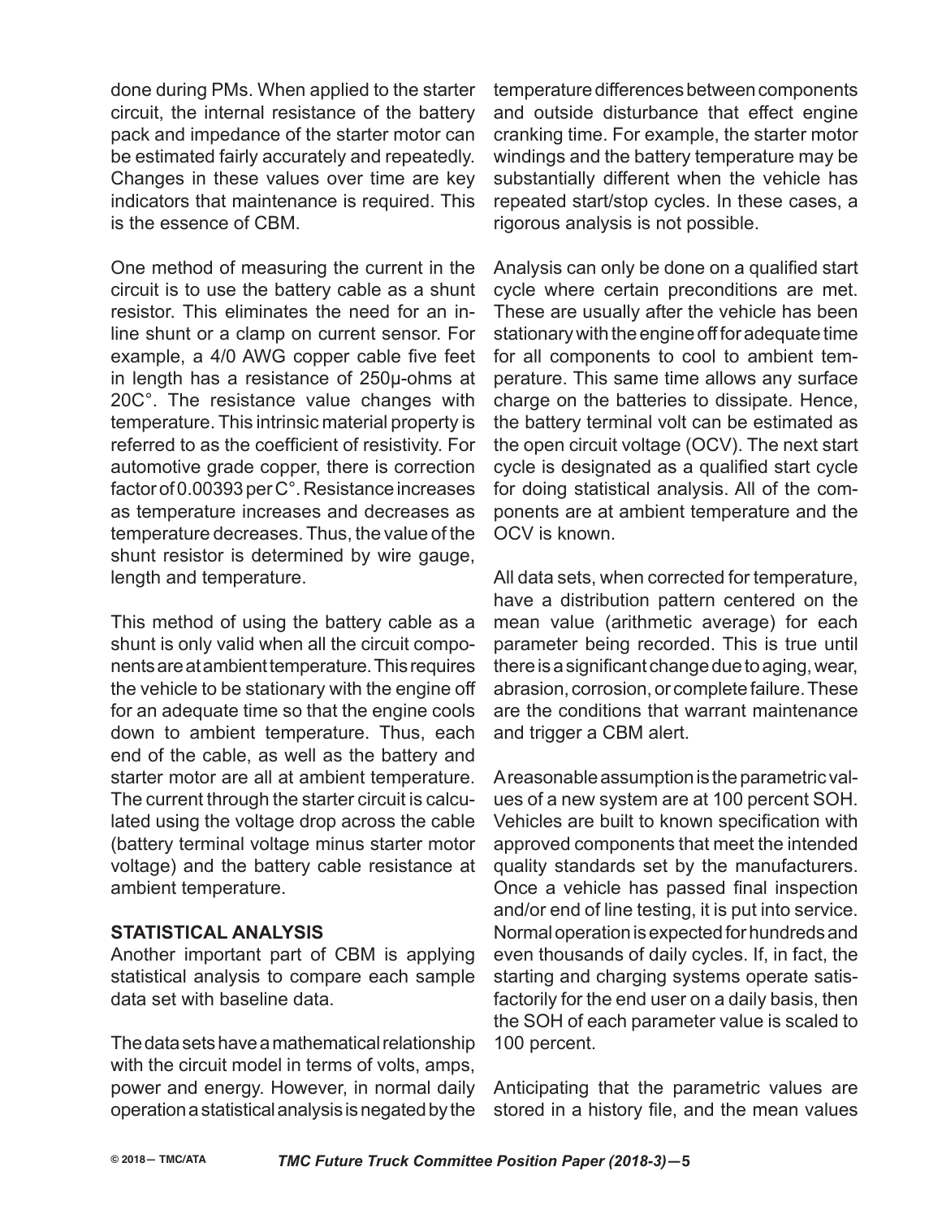done during PMs. When applied to the starter circuit, the internal resistance of the battery pack and impedance of the starter motor can be estimated fairly accurately and repeatedly. Changes in these values over time are key indicators that maintenance is required. This is the essence of CBM.

One method of measuring the current in the circuit is to use the battery cable as a shunt resistor. This eliminates the need for an in-line shunt or a clamp on current sensor. For example, a 4/0 AWG copper cable five feet in length has a resistance of 250μ-ohms at 20C°. The resistance value changes with temperature. This intrinsic material property is referred to as the coefficient of resistivity. For automotive grade copper, there is correction factor of 0.00393 per C°. Resistance increases as temperature increases and decreases as temperature decreases. Thus, the value of the shunt resistor is determined by wire gauge, length and temperature.

This method of using the battery cable as a shunt is only valid when all the circuit components are at ambient temperature. This requires the vehicle to be stationary with the engine off for an adequate time so that the engine cools down to ambient temperature. Thus, each end of the cable, as well as the battery and starter motor are all at ambient temperature. The current through the starter circuit is calculated using the voltage drop across the cable (battery terminal voltage minus starter motor voltage) and the battery cable resistance at ambient temperature.

## STATISTICAL ANALYSIS

Another important part of CBM is applying statistical analysis to compare each sample data set with baseline data.

The data sets have a mathematical relationship with the circuit model in terms of volts, amps, power and energy. However, in normal daily operation a statistical analysis is negated by the temperature differences between components and outside disturbance that effect engine cranking time. For example, the starter motor windings and the battery temperature may be substantially different when the vehicle has repeated start/stop cycles. In these cases, a rigorous analysis is not possible.

Analysis can only be done on a qualified start cycle where certain preconditions are met. These are usually after the vehicle has been stationary with the engine off for adequate time for all components to cool to ambient temperature. This same time allows any surface charge on the batteries to dissipate. Hence, the battery terminal volt can be estimated as the open circuit voltage (OCV). The next start cycle is designated as a qualified start cycle for doing statistical analysis. All of the components are at ambient temperature and the OCV is known.

All data sets, when corrected for temperature, have a distribution pattern centered on the mean value (arithmetic average) for each parameter being recorded. This is true until there is a significant change due to aging, wear, abrasion, corrosion, or complete failure. These are the conditions that warrant maintenance and trigger a CBM alert.

A reasonable assumption is the parametric values of a new system are at 100 percent SOH. Vehicles are built to known specification with approved components that meet the intended quality standards set by the manufacturers. Once a vehicle has passed final inspection and/or end of line testing, it is put into service. Normal operation is expected for hundreds and even thousands of daily cycles. If, in fact, the starting and charging systems operate satisfactorily for the end user on a daily basis, then the SOH of each parameter value is scaled to 100 percent.

Anticipating that the parametric values are stored in a history file, and the mean values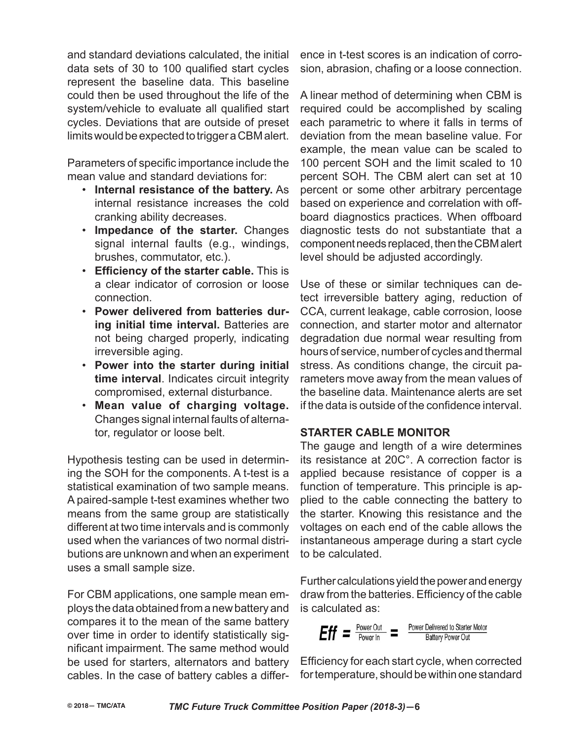and standard deviations calculated, the initial data sets of 30 to 100 qualified start cycles represent the baseline data. This baseline could then be used throughout the life of the system/vehicle to evaluate all qualified start cycles. Deviations that are outside of preset limits would be expected to trigger a CBM alert.

Parameters of specific importance include the mean value and standard deviations for:

- **Internal resistance of the battery.** As internal resistance increases the cold cranking ability decreases.
- **Impedance of the starter.** Changes signal internal faults (e.g., windings, brushes, commutator, etc.).
- **Efficiency of the starter cable.** This is a clear indicator of corrosion or loose connection.
- **Power delivered from batteries during initial time interval.** Batteries are not being charged properly, indicating irreversible aging.
- **Power into the starter during initial time interval**. Indicates circuit integrity compromised, external disturbance.
- **Mean value of charging voltage.** Changes signal internal faults of alternator, regulator or loose belt.

Hypothesis testing can be used in determining the SOH for the components. A t-test is a statistical examination of two sample means. A paired-sample t-test examines whether two means from the same group are statistically different at two time intervals and is commonly used when the variances of two normal distributions are unknown and when an experiment uses a small sample size.

For CBM applications, one sample mean employs the data obtained from a new battery and compares it to the mean of the same battery over time in order to identify statistically significant impairment. The same method would be used for starters, alternators and battery cables. In the case of battery cables a difference in t-test scores is an indication of corrosion, abrasion, chafing or a loose connection.

A linear method of determining when CBM is required could be accomplished by scaling each parametric to where it falls in terms of deviation from the mean baseline value. For example, the mean value can be scaled to 100 percent SOH and the limit scaled to 10 percent SOH. The CBM alert can set at 10 percent or some other arbitrary percentage based on experience and correlation with off-board diagnostics practices. When offboard diagnostic tests do not substantiate that a component needs replaced, then the CBM alert level should be adjusted accordingly.

Use of these or similar techniques can detect irreversible battery aging, reduction of CCA, current leakage, cable corrosion, loose connection, and starter motor and alternator degradation due normal wear resulting from hours of service, number of cycles and thermal stress. As conditions change, the circuit parameters move away from the mean values of the baseline data. Maintenance alerts are set if the data is outside of the confidence interval.

## STARTER CABLE MONITOR

The gauge and length of a wire determines its resistance at 20C°. A correction factor is applied because resistance of copper is a function of temperature. This principle is applied to the cable connecting the battery to the starter. Knowing this resistance and the voltages on each end of the cable allows the instantaneous amperage during a start cycle to be calculated.

Further calculations yield the power and energy draw from the batteries. Efficiency of the cable is calculated as:

$$Eff = \frac{\text{Power Out}}{\text{Power In}} = \frac{\text{Power Delivered to Starter Motor}}{\text{Battery Power Out}}$$

Efficiency for each start cycle, when corrected for temperature, should be within one standard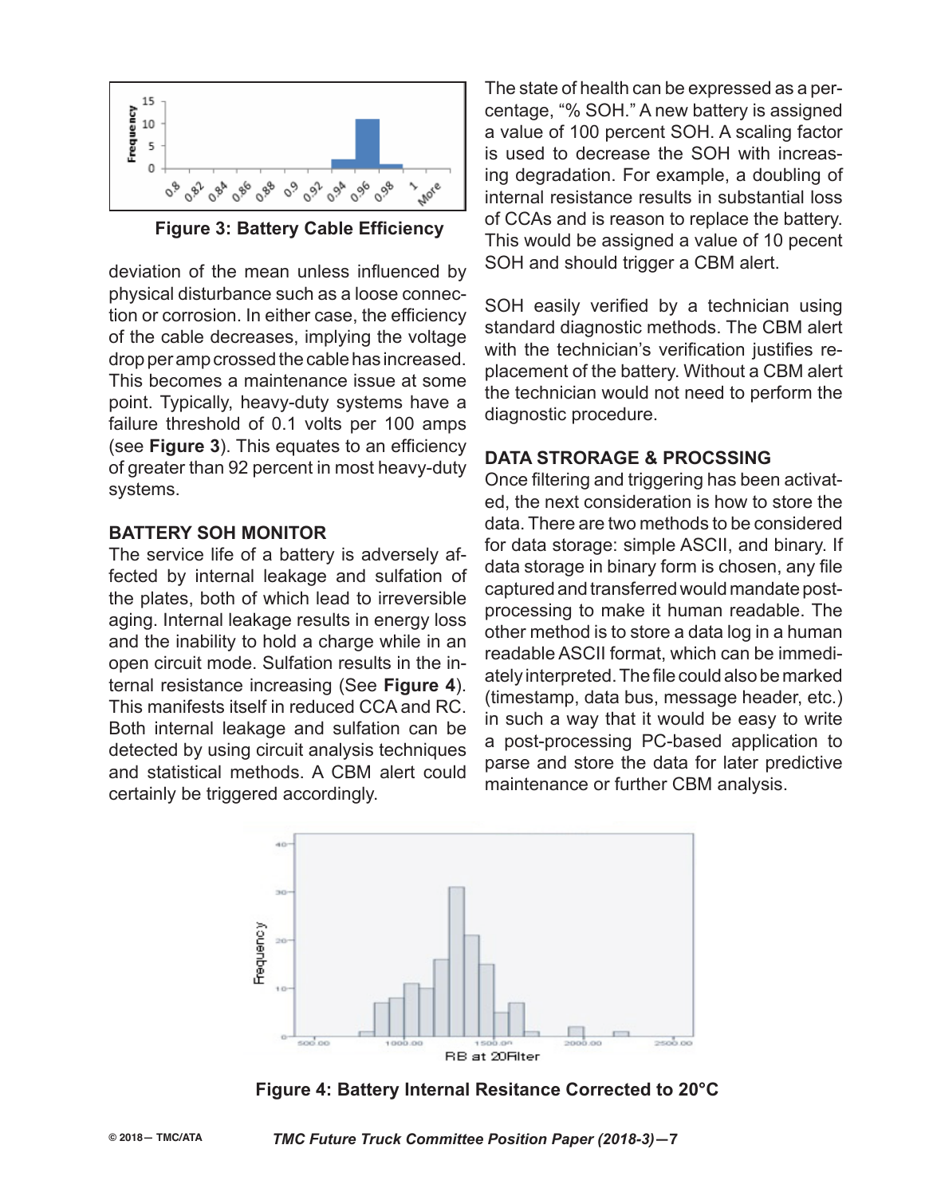Figure 3: Battery Cable Efficiency

deviation of the mean unless influenced by physical disturbance such as a loose connection or corrosion. In either case, the efficiency of the cable decreases, implying the voltage drop per amp crossed the cable has increased. This becomes a maintenance issue at some point. Typically, heavy-duty systems have a failure threshold of 0.1 volts per 100 amps (see **Figure 3**). This equates to an efficiency of greater than 92 percent in most heavy-duty systems.

## BATTERY SOH MONITOR

The service life of a battery is adversely affected by internal leakage and sulfation of the plates, both of which lead to irreversible aging. Internal leakage results in energy loss and the inability to hold a charge while in an open circuit mode. Sulfation results in the internal resistance increasing (See **Figure 4**). This manifests itself in reduced CCA and RC. Both internal leakage and sulfation can be detected by using circuit analysis techniques and statistical methods. A CBM alert could certainly be triggered accordingly.

The state of health can be expressed as a percentage, "% SOH." A new battery is assigned a value of 100 percent SOH. A scaling factor is used to decrease the SOH with increasing degradation. For example, a doubling of internal resistance results in substantial loss of CCAs and is reason to replace the battery. This would be assigned a value of 10 pecent SOH and should trigger a CBM alert.

SOH easily verified by a technician using standard diagnostic methods. The CBM alert with the technician's verification justifies replacement of the battery. Without a CBM alert the technician would not need to perform the diagnostic procedure.

## DATA STRORAGE & PROCSSING

Once filtering and triggering has been activated, the next consideration is how to store the data. There are two methods to be considered for data storage: simple ASCII, and binary. If data storage in binary form is chosen, any file captured and transferred would mandate post-processing to make it human readable. The other method is to store a data log in a human readable ASCII format, which can be immediately interpreted. The file could also be marked (timestamp, data bus, message header, etc.) in such a way that it would be easy to write a post-processing PC-based application to parse and store the data for later predictive maintenance or further CBM analysis.

Figure 4: Battery Internal Resitance Corrected to 20°C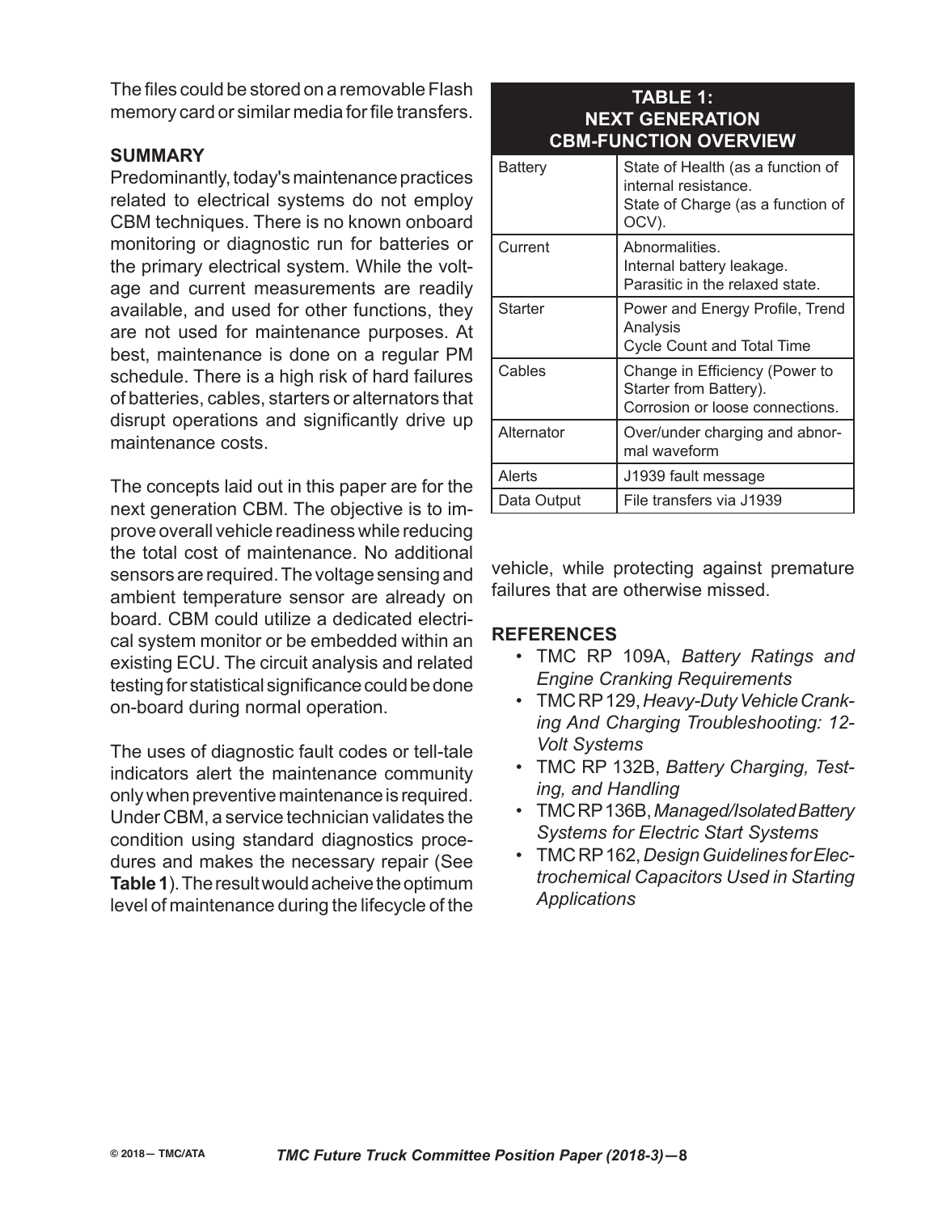The files could be stored on a removable Flash memory card or similar media for file transfers.

## SUMMARY

Predominantly, today's maintenance practices related to electrical systems do not employ CBM techniques. There is no known onboard monitoring or diagnostic run for batteries or the primary electrical system. While the voltage and current measurements are readily available, and used for other functions, they are not used for maintenance purposes. At best, maintenance is done on a regular PM schedule. There is a high risk of hard failures of batteries, cables, starters or alternators that disrupt operations and significantly drive up maintenance costs.

The concepts laid out in this paper are for the next generation CBM. The objective is to improve overall vehicle readiness while reducing the total cost of maintenance. No additional sensors are required. The voltage sensing and ambient temperature sensor are already on board. CBM could utilize a dedicated electrical system monitor or be embedded within an existing ECU. The circuit analysis and related testing for statistical significance could be done on-board during normal operation.

The uses of diagnostic fault codes or tell-tale indicators alert the maintenance community only when preventive maintenance is required. Under CBM, a service technician validates the condition using standard diagnostics procedures and makes the necessary repair (See **Table 1**). The result would acheive the optimum level of maintenance during the lifecycle of the vehicle, while protecting against premature failures that are otherwise missed.

**TABLE 1: NEXT GENERATION CBM-FUNCTION OVERVIEW**

| | |
|---|---|
| Battery | State of Health (as a function of internal resistance. State of Charge (as a function of OCV). |
| Current | Abnormalities. Internal battery leakage. Parasitic in the relaxed state. |
| Starter | Power and Energy Profile, Trend Analysis Cycle Count and Total Time |
| Cables | Change in Efficiency (Power to Starter from Battery). Corrosion or loose connections. |
| Alternator | Over/under charging and abnormal waveform |
| Alerts | J1939 fault message |
| Data Output | File transfers via J1939 |

## REFERENCES

- TMC RP 109A, *Battery Ratings and Engine Cranking Requirements*
- TMC RP 129, *Heavy-Duty Vehicle Cranking And Charging Troubleshooting: 12-Volt Systems*
- TMC RP 132B, *Battery Charging, Testing, and Handling*
- TMC RP 136B, *Managed/Isolated Battery Systems for Electric Start Systems*
- TMC RP 162, *Design Guidelines for Electrochemical Capacitors Used in Starting Applications*